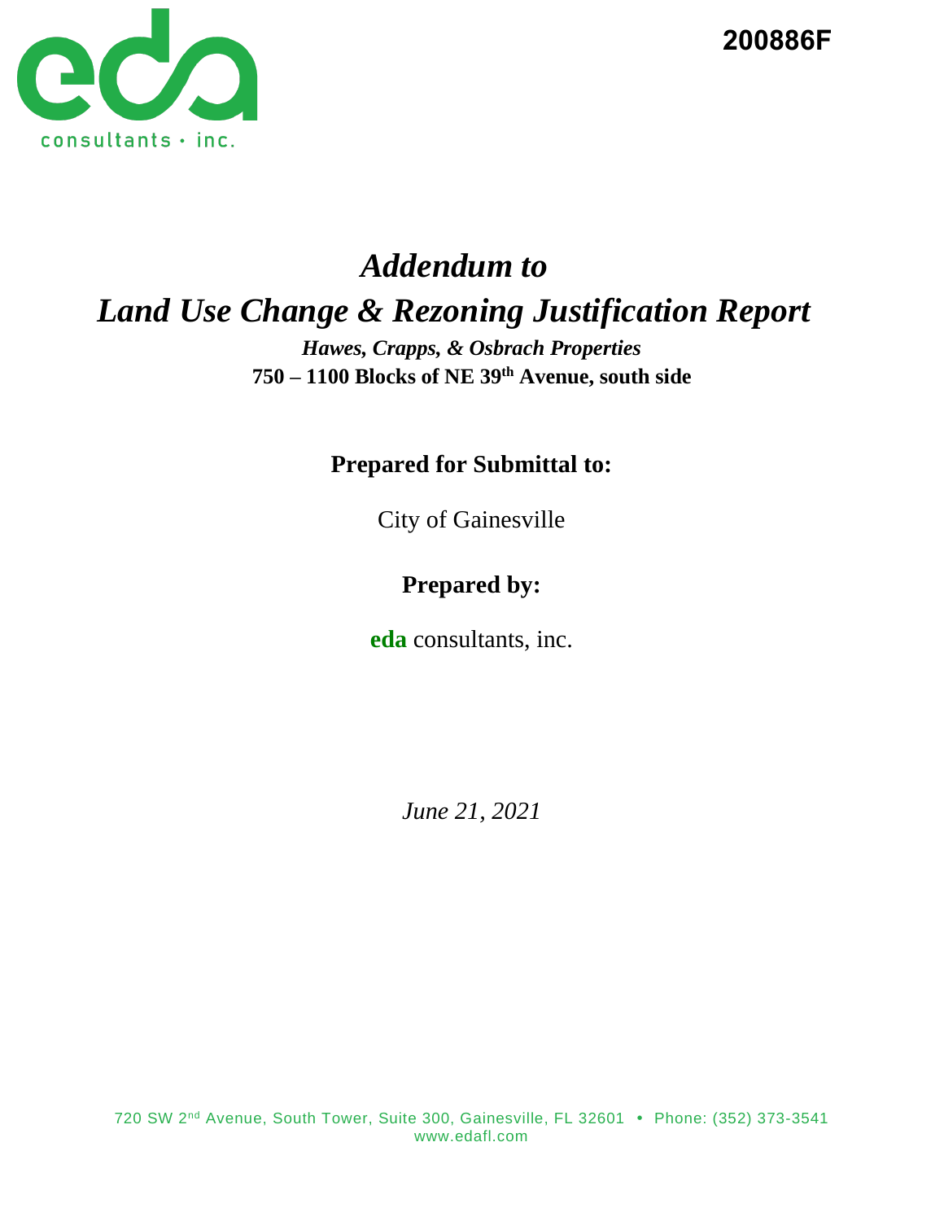200886F

eda consultants • inc.

# *Addendum to*
# *Land Use Change & Rezoning Justification Report*

***Hawes, Crapps, & Osbrach Properties***

**750 – 1100 Blocks of NE 39th Avenue, south side**

**Prepared for Submittal to:**

City of Gainesville

**Prepared by:**

**eda** consultants, inc.

*June 21, 2021*

720 SW 2nd Avenue, South Tower, Suite 300, Gainesville, FL 32601 • Phone: (352) 373-3541
www.edafl.com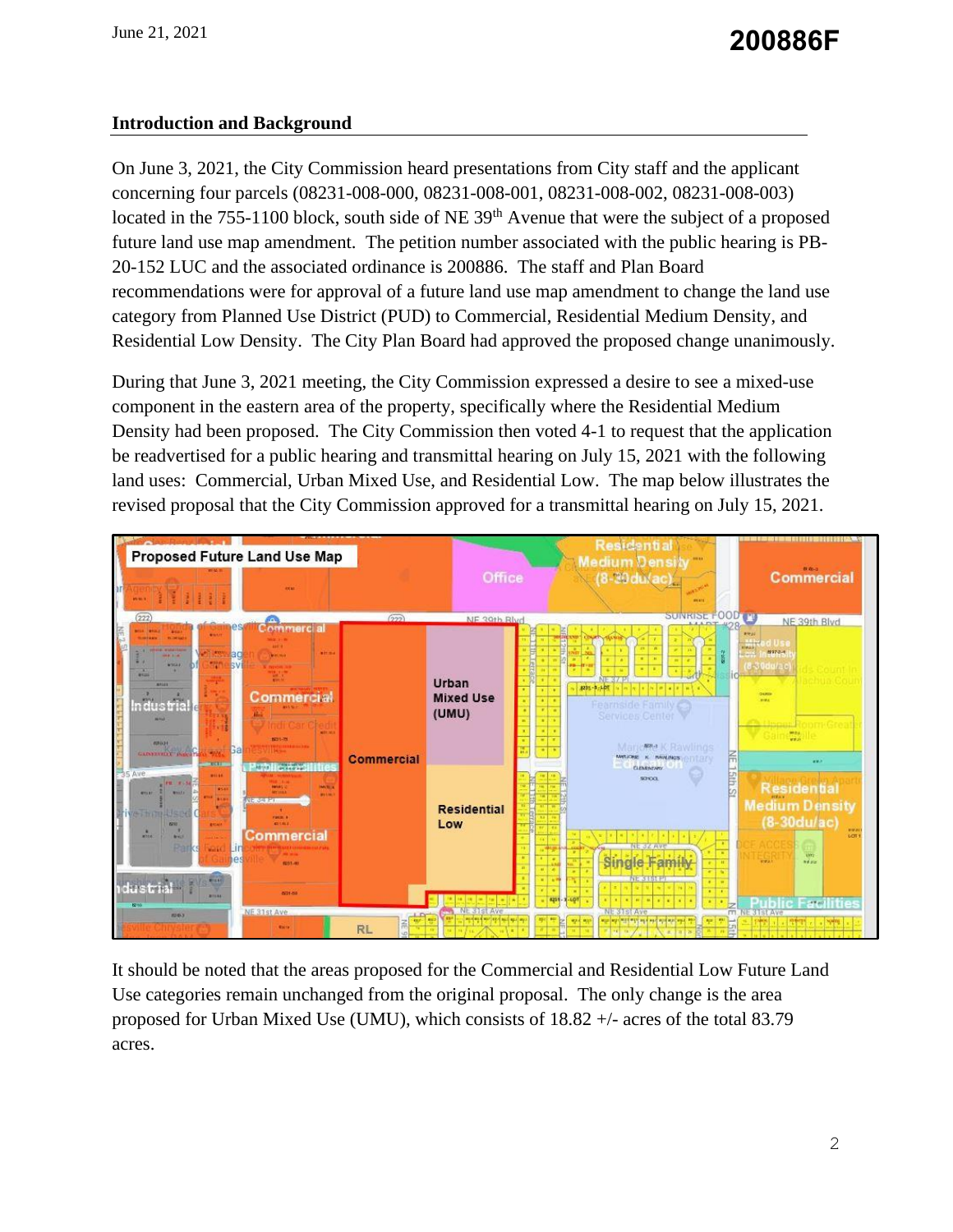## Introduction and Background

On June 3, 2021, the City Commission heard presentations from City staff and the applicant concerning four parcels (08231-008-000, 08231-008-001, 08231-008-002, 08231-008-003) located in the 755-1100 block, south side of NE 39th Avenue that were the subject of a proposed future land use map amendment. The petition number associated with the public hearing is PB-20-152 LUC and the associated ordinance is 200886. The staff and Plan Board recommendations were for approval of a future land use map amendment to change the land use category from Planned Use District (PUD) to Commercial, Residential Medium Density, and Residential Low Density. The City Plan Board had approved the proposed change unanimously.

During that June 3, 2021 meeting, the City Commission expressed a desire to see a mixed-use component in the eastern area of the property, specifically where the Residential Medium Density had been proposed. The City Commission then voted 4-1 to request that the application be readvertised for a public hearing and transmittal hearing on July 15, 2021 with the following land uses: Commercial, Urban Mixed Use, and Residential Low. The map below illustrates the revised proposal that the City Commission approved for a transmittal hearing on July 15, 2021.

It should be noted that the areas proposed for the Commercial and Residential Low Future Land Use categories remain unchanged from the original proposal. The only change is the area proposed for Urban Mixed Use (UMU), which consists of 18.82 +/- acres of the total 83.79 acres.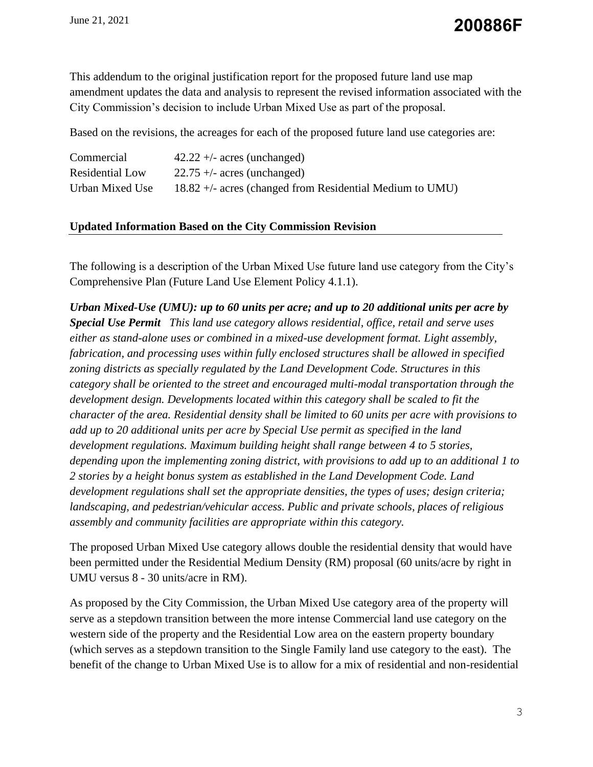This addendum to the original justification report for the proposed future land use map amendment updates the data and analysis to represent the revised information associated with the City Commission's decision to include Urban Mixed Use as part of the proposal.

Based on the revisions, the acreages for each of the proposed future land use categories are:

| | |
|---|---|
| Commercial | 42.22 +/- acres (unchanged) |
| Residential Low | 22.75 +/- acres (unchanged) |
| Urban Mixed Use | 18.82 +/- acres (changed from Residential Medium to UMU) |

## Updated Information Based on the City Commission Revision

The following is a description of the Urban Mixed Use future land use category from the City's Comprehensive Plan (Future Land Use Element Policy 4.1.1).

***Urban Mixed-Use (UMU): up to 60 units per acre; and up to 20 additional units per acre by Special Use Permit*** *This land use category allows residential, office, retail and serve uses either as stand-alone uses or combined in a mixed-use development format. Light assembly, fabrication, and processing uses within fully enclosed structures shall be allowed in specified zoning districts as specially regulated by the Land Development Code. Structures in this category shall be oriented to the street and encouraged multi-modal transportation through the development design. Developments located within this category shall be scaled to fit the character of the area. Residential density shall be limited to 60 units per acre with provisions to add up to 20 additional units per acre by Special Use permit as specified in the land development regulations. Maximum building height shall range between 4 to 5 stories, depending upon the implementing zoning district, with provisions to add up to an additional 1 to 2 stories by a height bonus system as established in the Land Development Code. Land development regulations shall set the appropriate densities, the types of uses; design criteria; landscaping, and pedestrian/vehicular access. Public and private schools, places of religious assembly and community facilities are appropriate within this category.*

The proposed Urban Mixed Use category allows double the residential density that would have been permitted under the Residential Medium Density (RM) proposal (60 units/acre by right in UMU versus 8 - 30 units/acre in RM).

As proposed by the City Commission, the Urban Mixed Use category area of the property will serve as a stepdown transition between the more intense Commercial land use category on the western side of the property and the Residential Low area on the eastern property boundary (which serves as a stepdown transition to the Single Family land use category to the east). The benefit of the change to Urban Mixed Use is to allow for a mix of residential and non-residential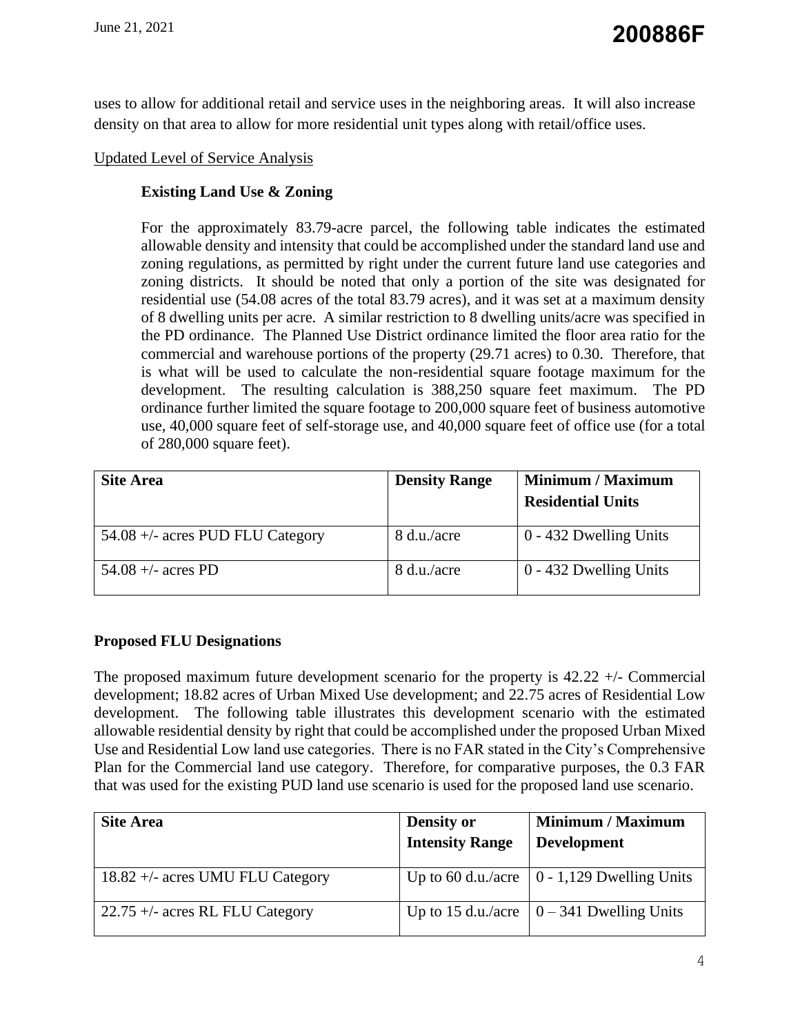uses to allow for additional retail and service uses in the neighboring areas. It will also increase density on that area to allow for more residential unit types along with retail/office uses.

Updated Level of Service Analysis

**Existing Land Use & Zoning**

For the approximately 83.79-acre parcel, the following table indicates the estimated allowable density and intensity that could be accomplished under the standard land use and zoning regulations, as permitted by right under the current future land use categories and zoning districts. It should be noted that only a portion of the site was designated for residential use (54.08 acres of the total 83.79 acres), and it was set at a maximum density of 8 dwelling units per acre. A similar restriction to 8 dwelling units/acre was specified in the PD ordinance. The Planned Use District ordinance limited the floor area ratio for the commercial and warehouse portions of the property (29.71 acres) to 0.30. Therefore, that is what will be used to calculate the non-residential square footage maximum for the development. The resulting calculation is 388,250 square feet maximum. The PD ordinance further limited the square footage to 200,000 square feet of business automotive use, 40,000 square feet of self-storage use, and 40,000 square feet of office use (for a total of 280,000 square feet).

| Site Area | Density Range | Minimum / Maximum Residential Units |
|---|---|---|
| 54.08 +/- acres PUD FLU Category | 8 d.u./acre | 0 - 432 Dwelling Units |
| 54.08 +/- acres PD | 8 d.u./acre | 0 - 432 Dwelling Units |

**Proposed FLU Designations**

The proposed maximum future development scenario for the property is 42.22 +/- Commercial development; 18.82 acres of Urban Mixed Use development; and 22.75 acres of Residential Low development. The following table illustrates this development scenario with the estimated allowable residential density by right that could be accomplished under the proposed Urban Mixed Use and Residential Low land use categories. There is no FAR stated in the City's Comprehensive Plan for the Commercial land use category. Therefore, for comparative purposes, the 0.3 FAR that was used for the existing PUD land use scenario is used for the proposed land use scenario.

| Site Area | Density or Intensity Range | Minimum / Maximum Development |
|---|---|---|
| 18.82 +/- acres UMU FLU Category | Up to 60 d.u./acre | 0 - 1,129 Dwelling Units |
| 22.75 +/- acres RL FLU Category | Up to 15 d.u./acre | 0 – 341 Dwelling Units |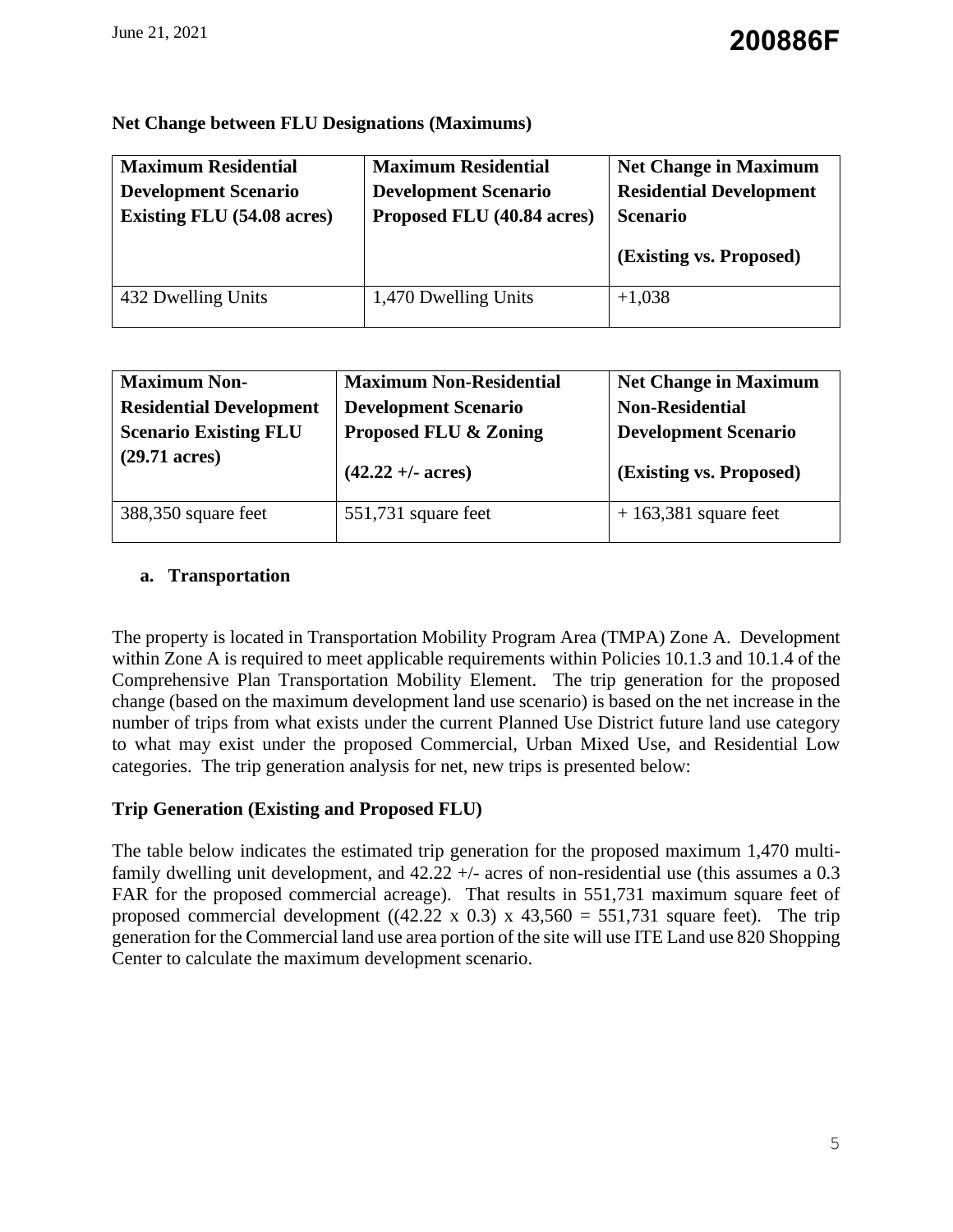**Net Change between FLU Designations (Maximums)**

| **Maximum Residential Development Scenario Existing FLU (54.08 acres)** | **Maximum Residential Development Scenario Proposed FLU (40.84 acres)** | **Net Change in Maximum Residential Development Scenario (Existing vs. Proposed)** |
|---|---|---|
| 432 Dwelling Units | 1,470 Dwelling Units | +1,038 |

| **Maximum Non-Residential Development Scenario Existing FLU (29.71 acres)** | **Maximum Non-Residential Development Scenario Proposed FLU & Zoning (42.22 +/- acres)** | **Net Change in Maximum Non-Residential Development Scenario (Existing vs. Proposed)** |
|---|---|---|
| 388,350 square feet | 551,731 square feet | + 163,381 square feet |

**a. Transportation**

The property is located in Transportation Mobility Program Area (TMPA) Zone A. Development within Zone A is required to meet applicable requirements within Policies 10.1.3 and 10.1.4 of the Comprehensive Plan Transportation Mobility Element. The trip generation for the proposed change (based on the maximum development land use scenario) is based on the net increase in the number of trips from what exists under the current Planned Use District future land use category to what may exist under the proposed Commercial, Urban Mixed Use, and Residential Low categories. The trip generation analysis for net, new trips is presented below:

**Trip Generation (Existing and Proposed FLU)**

The table below indicates the estimated trip generation for the proposed maximum 1,470 multi-family dwelling unit development, and 42.22 +/- acres of non-residential use (this assumes a 0.3 FAR for the proposed commercial acreage). That results in 551,731 maximum square feet of proposed commercial development ((42.22 x 0.3) x 43,560 = 551,731 square feet). The trip generation for the Commercial land use area portion of the site will use ITE Land use 820 Shopping Center to calculate the maximum development scenario.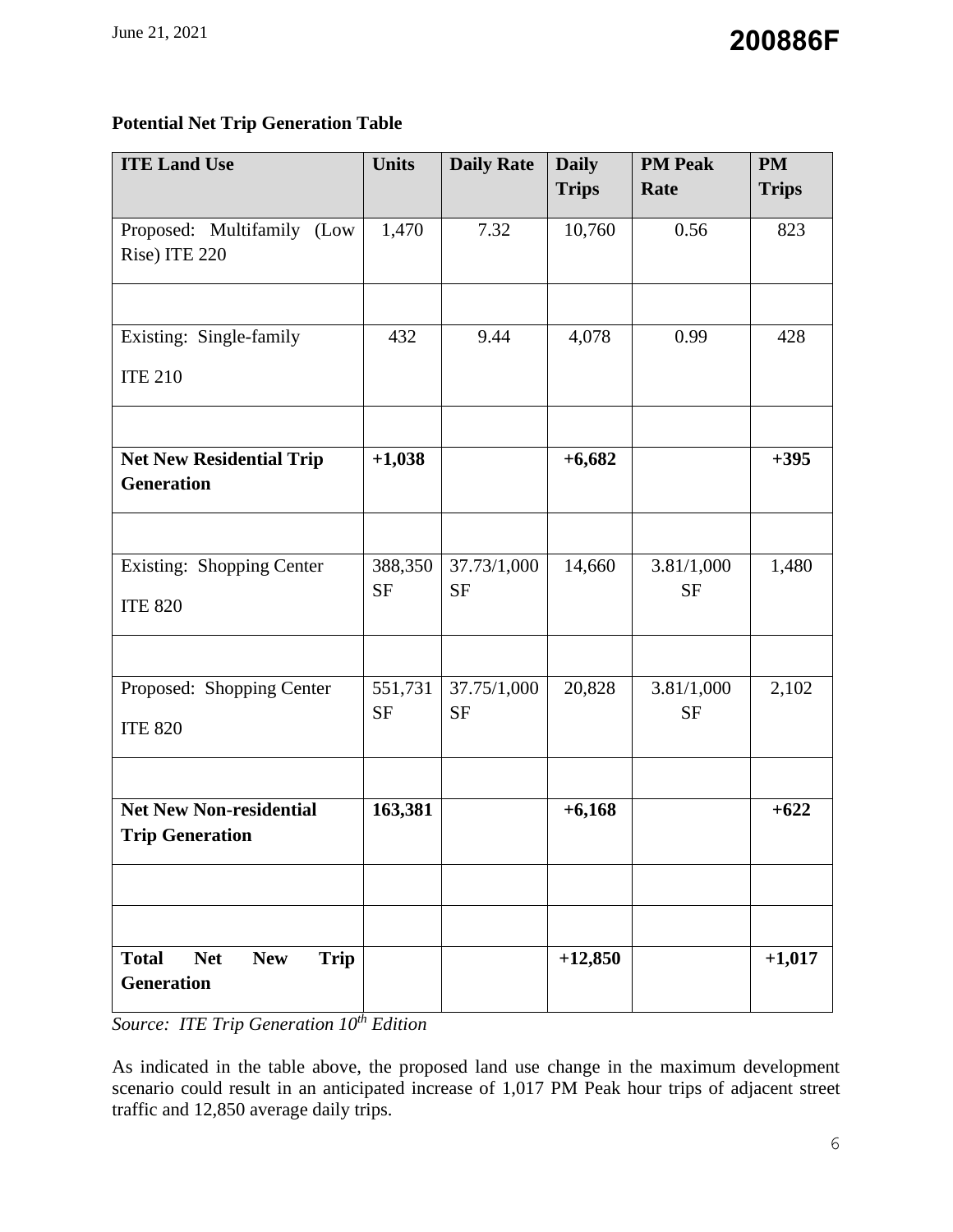**Potential Net Trip Generation Table**

| ITE Land Use | Units | Daily Rate | Daily Trips | PM Peak Rate | PM Trips |
|---|---|---|---|---|---|
| Proposed: Multifamily (Low Rise) ITE 220 | 1,470 | 7.32 | 10,760 | 0.56 | 823 |
| | | | | | |
| Existing: Single-family ITE 210 | 432 | 9.44 | 4,078 | 0.99 | 428 |
| | | | | | |
| **Net New Residential Trip Generation** | **+1,038** | | **+6,682** | | **+395** |
| | | | | | |
| Existing: Shopping Center ITE 820 | 388,350 SF | 37.73/1,000 SF | 14,660 | 3.81/1,000 SF | 1,480 |
| | | | | | |
| Proposed: Shopping Center ITE 820 | 551,731 SF | 37.75/1,000 SF | 20,828 | 3.81/1,000 SF | 2,102 |
| | | | | | |
| **Net New Non-residential Trip Generation** | **163,381** | | **+6,168** | | **+622** |
| | | | | | |
| | | | | | |
| **Total Net New Trip Generation** | | | **+12,850** | | **+1,017** |

*Source: ITE Trip Generation 10th Edition*

As indicated in the table above, the proposed land use change in the maximum development scenario could result in an anticipated increase of 1,017 PM Peak hour trips of adjacent street traffic and 12,850 average daily trips.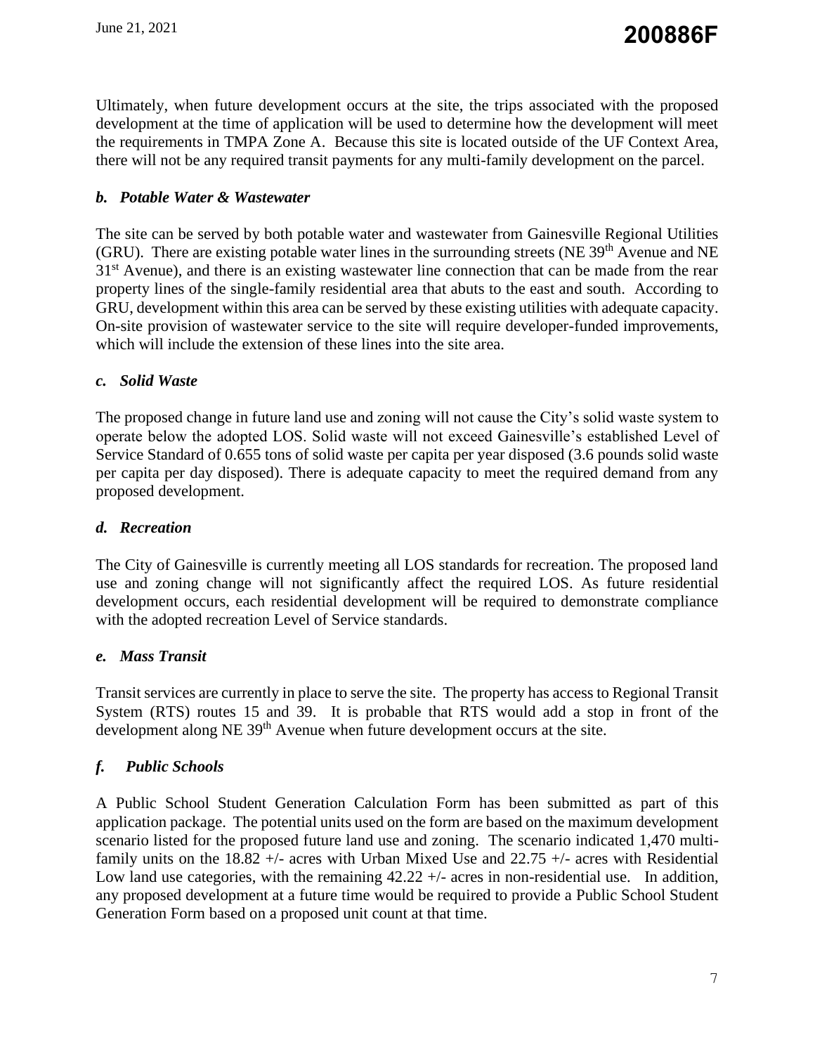Ultimately, when future development occurs at the site, the trips associated with the proposed development at the time of application will be used to determine how the development will meet the requirements in TMPA Zone A. Because this site is located outside of the UF Context Area, there will not be any required transit payments for any multi-family development on the parcel.

### *b. Potable Water & Wastewater*

The site can be served by both potable water and wastewater from Gainesville Regional Utilities (GRU). There are existing potable water lines in the surrounding streets (NE 39th Avenue and NE 31st Avenue), and there is an existing wastewater line connection that can be made from the rear property lines of the single-family residential area that abuts to the east and south. According to GRU, development within this area can be served by these existing utilities with adequate capacity. On-site provision of wastewater service to the site will require developer-funded improvements, which will include the extension of these lines into the site area.

### *c. Solid Waste*

The proposed change in future land use and zoning will not cause the City's solid waste system to operate below the adopted LOS. Solid waste will not exceed Gainesville's established Level of Service Standard of 0.655 tons of solid waste per capita per year disposed (3.6 pounds solid waste per capita per day disposed). There is adequate capacity to meet the required demand from any proposed development.

### *d. Recreation*

The City of Gainesville is currently meeting all LOS standards for recreation. The proposed land use and zoning change will not significantly affect the required LOS. As future residential development occurs, each residential development will be required to demonstrate compliance with the adopted recreation Level of Service standards.

### *e. Mass Transit*

Transit services are currently in place to serve the site. The property has access to Regional Transit System (RTS) routes 15 and 39. It is probable that RTS would add a stop in front of the development along NE 39th Avenue when future development occurs at the site.

### *f. Public Schools*

A Public School Student Generation Calculation Form has been submitted as part of this application package. The potential units used on the form are based on the maximum development scenario listed for the proposed future land use and zoning. The scenario indicated 1,470 multi-family units on the 18.82 +/- acres with Urban Mixed Use and 22.75 +/- acres with Residential Low land use categories, with the remaining 42.22 +/- acres in non-residential use. In addition, any proposed development at a future time would be required to provide a Public School Student Generation Form based on a proposed unit count at that time.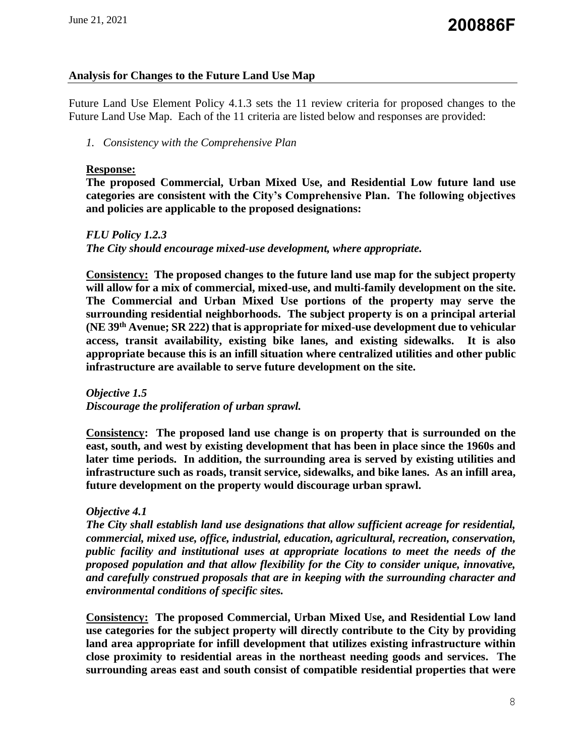## Analysis for Changes to the Future Land Use Map

Future Land Use Element Policy 4.1.3 sets the 11 review criteria for proposed changes to the Future Land Use Map. Each of the 11 criteria are listed below and responses are provided:

1. *Consistency with the Comprehensive Plan*

**Response:**

**The proposed Commercial, Urban Mixed Use, and Residential Low future land use categories are consistent with the City's Comprehensive Plan. The following objectives and policies are applicable to the proposed designations:**

***FLU Policy 1.2.3***

***The City should encourage mixed-use development, where appropriate.***

**Consistency: The proposed changes to the future land use map for the subject property will allow for a mix of commercial, mixed-use, and multi-family development on the site. The Commercial and Urban Mixed Use portions of the property may serve the surrounding residential neighborhoods. The subject property is on a principal arterial (NE 39th Avenue; SR 222) that is appropriate for mixed-use development due to vehicular access, transit availability, existing bike lanes, and existing sidewalks. It is also appropriate because this is an infill situation where centralized utilities and other public infrastructure are available to serve future development on the site.**

***Objective 1.5***

***Discourage the proliferation of urban sprawl.***

**Consistency: The proposed land use change is on property that is surrounded on the east, south, and west by existing development that has been in place since the 1960s and later time periods. In addition, the surrounding area is served by existing utilities and infrastructure such as roads, transit service, sidewalks, and bike lanes. As an infill area, future development on the property would discourage urban sprawl.**

***Objective 4.1***

***The City shall establish land use designations that allow sufficient acreage for residential, commercial, mixed use, office, industrial, education, agricultural, recreation, conservation, public facility and institutional uses at appropriate locations to meet the needs of the proposed population and that allow flexibility for the City to consider unique, innovative, and carefully construed proposals that are in keeping with the surrounding character and environmental conditions of specific sites.***

**Consistency: The proposed Commercial, Urban Mixed Use, and Residential Low land use categories for the subject property will directly contribute to the City by providing land area appropriate for infill development that utilizes existing infrastructure within close proximity to residential areas in the northeast needing goods and services. The surrounding areas east and south consist of compatible residential properties that were**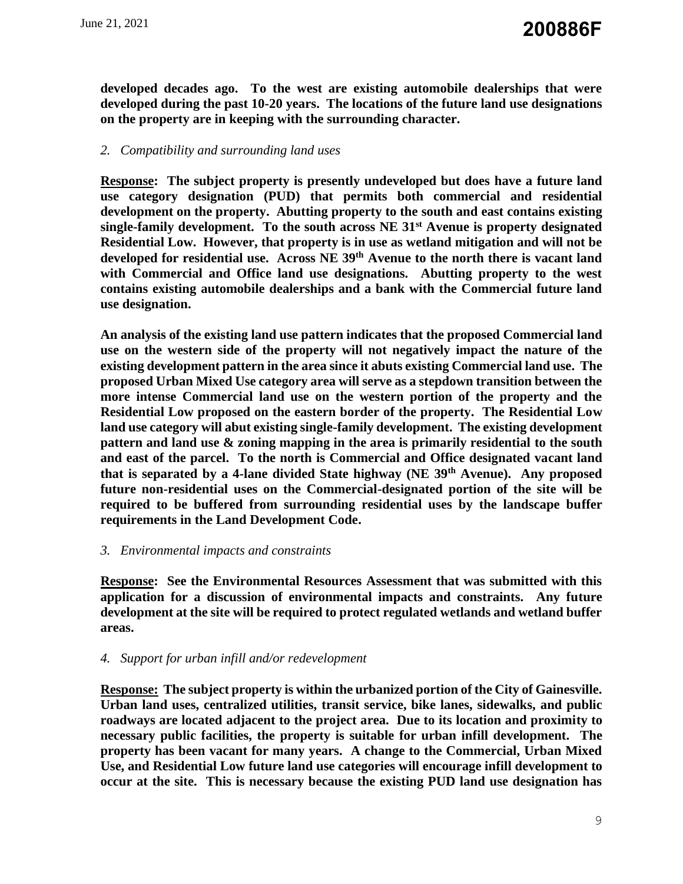**developed decades ago. To the west are existing automobile dealerships that were developed during the past 10-20 years. The locations of the future land use designations on the property are in keeping with the surrounding character.**

*2. Compatibility and surrounding land uses*

**<u>Response</u>: The subject property is presently undeveloped but does have a future land use category designation (PUD) that permits both commercial and residential development on the property. Abutting property to the south and east contains existing single-family development. To the south across NE 31st Avenue is property designated Residential Low. However, that property is in use as wetland mitigation and will not be developed for residential use. Across NE 39th Avenue to the north there is vacant land with Commercial and Office land use designations. Abutting property to the west contains existing automobile dealerships and a bank with the Commercial future land use designation.**

**An analysis of the existing land use pattern indicates that the proposed Commercial land use on the western side of the property will not negatively impact the nature of the existing development pattern in the area since it abuts existing Commercial land use. The proposed Urban Mixed Use category area will serve as a stepdown transition between the more intense Commercial land use on the western portion of the property and the Residential Low proposed on the eastern border of the property. The Residential Low land use category will abut existing single-family development. The existing development pattern and land use & zoning mapping in the area is primarily residential to the south and east of the parcel. To the north is Commercial and Office designated vacant land that is separated by a 4-lane divided State highway (NE 39th Avenue). Any proposed future non-residential uses on the Commercial-designated portion of the site will be required to be buffered from surrounding residential uses by the landscape buffer requirements in the Land Development Code.**

*3. Environmental impacts and constraints*

**<u>Response</u>: See the Environmental Resources Assessment that was submitted with this application for a discussion of environmental impacts and constraints. Any future development at the site will be required to protect regulated wetlands and wetland buffer areas.**

*4. Support for urban infill and/or redevelopment*

**<u>Response:</u> The subject property is within the urbanized portion of the City of Gainesville. Urban land uses, centralized utilities, transit service, bike lanes, sidewalks, and public roadways are located adjacent to the project area. Due to its location and proximity to necessary public facilities, the property is suitable for urban infill development. The property has been vacant for many years. A change to the Commercial, Urban Mixed Use, and Residential Low future land use categories will encourage infill development to occur at the site. This is necessary because the existing PUD land use designation has**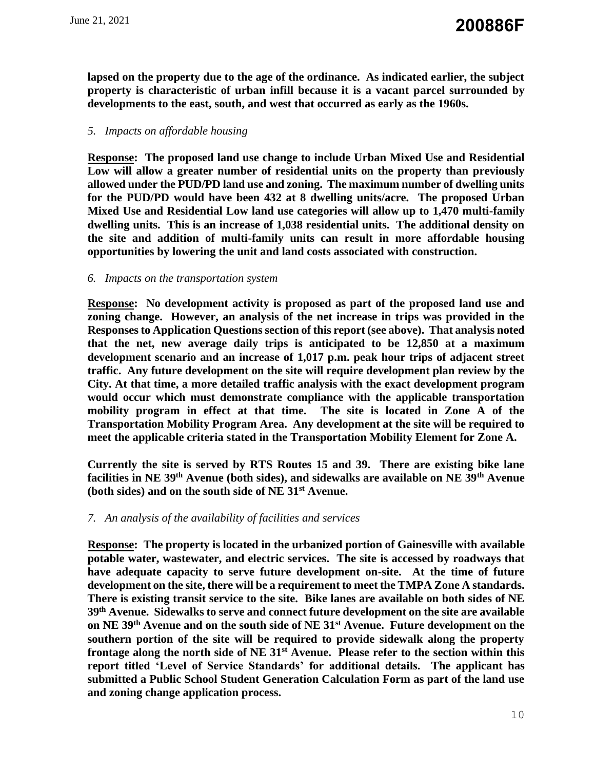**lapsed on the property due to the age of the ordinance. As indicated earlier, the subject property is characteristic of urban infill because it is a vacant parcel surrounded by developments to the east, south, and west that occurred as early as the 1960s.**

*5. Impacts on affordable housing*

**Response: The proposed land use change to include Urban Mixed Use and Residential Low will allow a greater number of residential units on the property than previously allowed under the PUD/PD land use and zoning. The maximum number of dwelling units for the PUD/PD would have been 432 at 8 dwelling units/acre. The proposed Urban Mixed Use and Residential Low land use categories will allow up to 1,470 multi-family dwelling units. This is an increase of 1,038 residential units. The additional density on the site and addition of multi-family units can result in more affordable housing opportunities by lowering the unit and land costs associated with construction.**

*6. Impacts on the transportation system*

**Response: No development activity is proposed as part of the proposed land use and zoning change. However, an analysis of the net increase in trips was provided in the Responses to Application Questions section of this report (see above). That analysis noted that the net, new average daily trips is anticipated to be 12,850 at a maximum development scenario and an increase of 1,017 p.m. peak hour trips of adjacent street traffic. Any future development on the site will require development plan review by the City. At that time, a more detailed traffic analysis with the exact development program would occur which must demonstrate compliance with the applicable transportation mobility program in effect at that time. The site is located in Zone A of the Transportation Mobility Program Area. Any development at the site will be required to meet the applicable criteria stated in the Transportation Mobility Element for Zone A.**

**Currently the site is served by RTS Routes 15 and 39. There are existing bike lane facilities in NE 39th Avenue (both sides), and sidewalks are available on NE 39th Avenue (both sides) and on the south side of NE 31st Avenue.**

*7. An analysis of the availability of facilities and services*

**Response: The property is located in the urbanized portion of Gainesville with available potable water, wastewater, and electric services. The site is accessed by roadways that have adequate capacity to serve future development on-site. At the time of future development on the site, there will be a requirement to meet the TMPA Zone A standards. There is existing transit service to the site. Bike lanes are available on both sides of NE 39th Avenue. Sidewalks to serve and connect future development on the site are available on NE 39th Avenue and on the south side of NE 31st Avenue. Future development on the southern portion of the site will be required to provide sidewalk along the property frontage along the north side of NE 31st Avenue. Please refer to the section within this report titled 'Level of Service Standards' for additional details. The applicant has submitted a Public School Student Generation Calculation Form as part of the land use and zoning change application process.**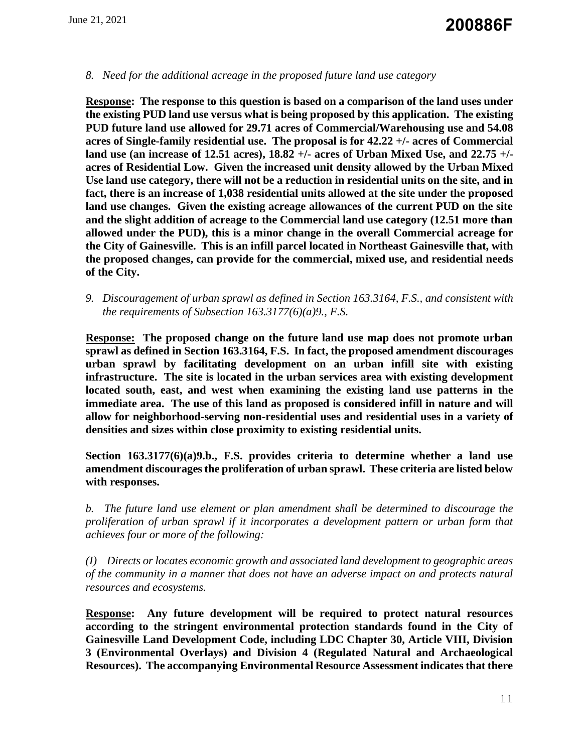*8. Need for the additional acreage in the proposed future land use category*

**<u>Response</u>: The response to this question is based on a comparison of the land uses under the existing PUD land use versus what is being proposed by this application. The existing PUD future land use allowed for 29.71 acres of Commercial/Warehousing use and 54.08 acres of Single-family residential use. The proposal is for 42.22 +/- acres of Commercial land use (an increase of 12.51 acres), 18.82 +/- acres of Urban Mixed Use, and 22.75 +/- acres of Residential Low. Given the increased unit density allowed by the Urban Mixed Use land use category, there will not be a reduction in residential units on the site, and in fact, there is an increase of 1,038 residential units allowed at the site under the proposed land use changes. Given the existing acreage allowances of the current PUD on the site and the slight addition of acreage to the Commercial land use category (12.51 more than allowed under the PUD), this is a minor change in the overall Commercial acreage for the City of Gainesville. This is an infill parcel located in Northeast Gainesville that, with the proposed changes, can provide for the commercial, mixed use, and residential needs of the City.**

*9. Discouragement of urban sprawl as defined in Section 163.3164, F.S., and consistent with the requirements of Subsection 163.3177(6)(a)9., F.S.*

**<u>Response:</u> The proposed change on the future land use map does not promote urban sprawl as defined in Section 163.3164, F.S. In fact, the proposed amendment discourages urban sprawl by facilitating development on an urban infill site with existing infrastructure. The site is located in the urban services area with existing development located south, east, and west when examining the existing land use patterns in the immediate area. The use of this land as proposed is considered infill in nature and will allow for neighborhood-serving non-residential uses and residential uses in a variety of densities and sizes within close proximity to existing residential units.**

**Section 163.3177(6)(a)9.b., F.S. provides criteria to determine whether a land use amendment discourages the proliferation of urban sprawl. These criteria are listed below with responses.**

*b. The future land use element or plan amendment shall be determined to discourage the proliferation of urban sprawl if it incorporates a development pattern or urban form that achieves four or more of the following:*

*(I) Directs or locates economic growth and associated land development to geographic areas of the community in a manner that does not have an adverse impact on and protects natural resources and ecosystems.*

**<u>Response</u>: Any future development will be required to protect natural resources according to the stringent environmental protection standards found in the City of Gainesville Land Development Code, including LDC Chapter 30, Article VIII, Division 3 (Environmental Overlays) and Division 4 (Regulated Natural and Archaeological Resources). The accompanying Environmental Resource Assessment indicates that there**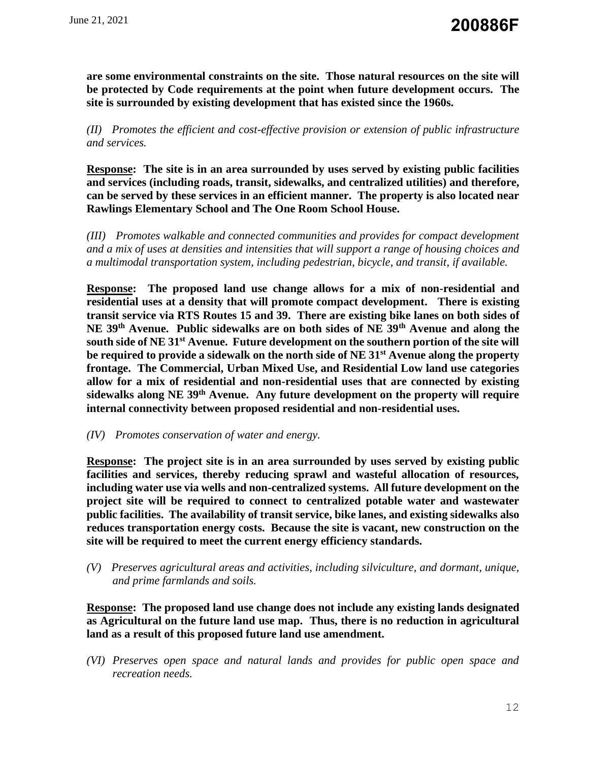**are some environmental constraints on the site. Those natural resources on the site will be protected by Code requirements at the point when future development occurs. The site is surrounded by existing development that has existed since the 1960s.**

*(II) Promotes the efficient and cost-effective provision or extension of public infrastructure and services.*

**<u>Response</u>: The site is in an area surrounded by uses served by existing public facilities and services (including roads, transit, sidewalks, and centralized utilities) and therefore, can be served by these services in an efficient manner. The property is also located near Rawlings Elementary School and The One Room School House.**

*(III) Promotes walkable and connected communities and provides for compact development and a mix of uses at densities and intensities that will support a range of housing choices and a multimodal transportation system, including pedestrian, bicycle, and transit, if available.*

**<u>Response</u>: The proposed land use change allows for a mix of non-residential and residential uses at a density that will promote compact development. There is existing transit service via RTS Routes 15 and 39. There are existing bike lanes on both sides of NE 39th Avenue. Public sidewalks are on both sides of NE 39th Avenue and along the south side of NE 31st Avenue. Future development on the southern portion of the site will be required to provide a sidewalk on the north side of NE 31st Avenue along the property frontage. The Commercial, Urban Mixed Use, and Residential Low land use categories allow for a mix of residential and non-residential uses that are connected by existing sidewalks along NE 39th Avenue. Any future development on the property will require internal connectivity between proposed residential and non-residential uses.**

*(IV) Promotes conservation of water and energy.*

**<u>Response</u>: The project site is in an area surrounded by uses served by existing public facilities and services, thereby reducing sprawl and wasteful allocation of resources, including water use via wells and non-centralized systems. All future development on the project site will be required to connect to centralized potable water and wastewater public facilities. The availability of transit service, bike lanes, and existing sidewalks also reduces transportation energy costs. Because the site is vacant, new construction on the site will be required to meet the current energy efficiency standards.**

*(V) Preserves agricultural areas and activities, including silviculture, and dormant, unique, and prime farmlands and soils.*

**<u>Response</u>: The proposed land use change does not include any existing lands designated as Agricultural on the future land use map. Thus, there is no reduction in agricultural land as a result of this proposed future land use amendment.**

*(VI) Preserves open space and natural lands and provides for public open space and recreation needs.*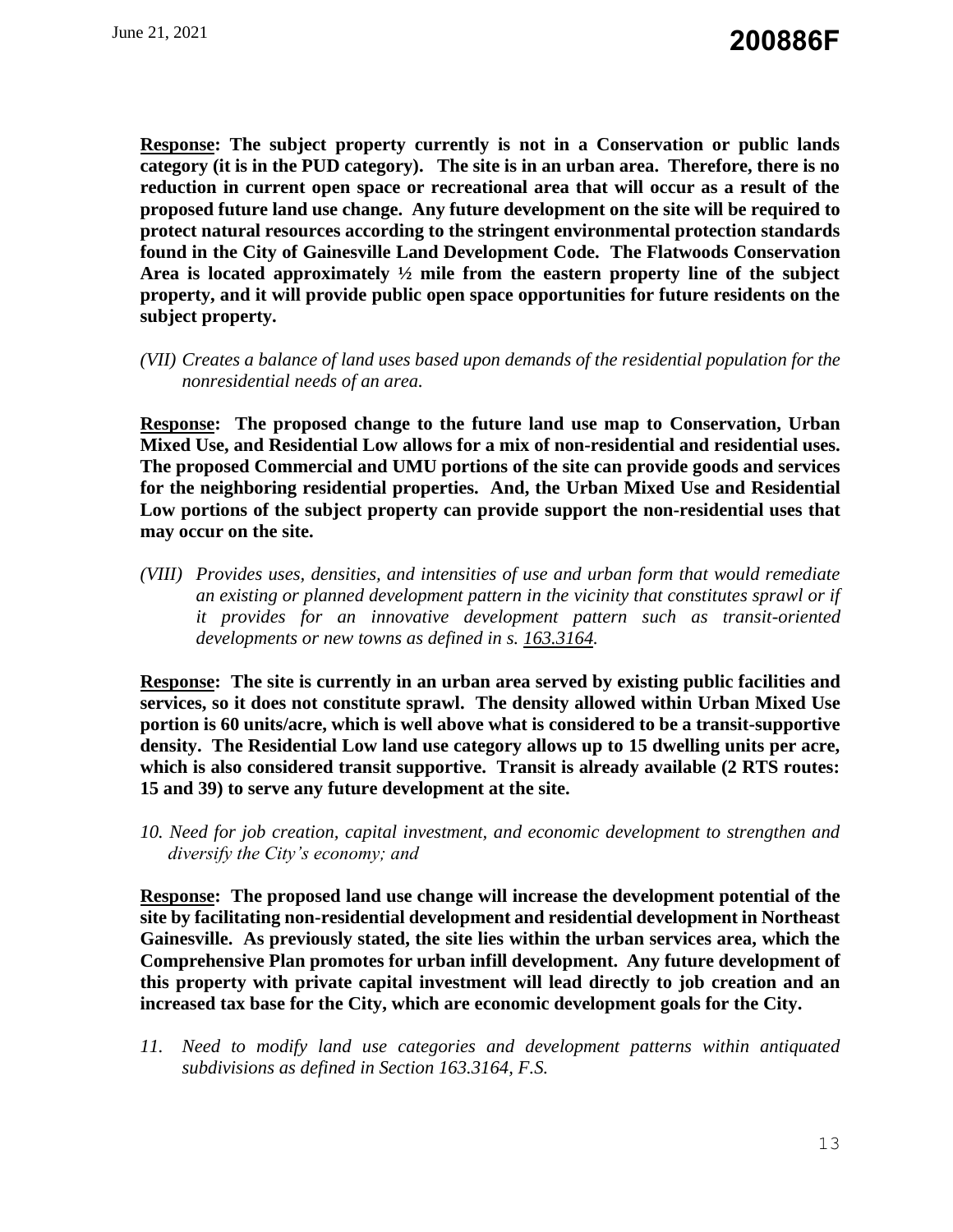**<u>Response</u>: The subject property currently is not in a Conservation or public lands category (it is in the PUD category). The site is in an urban area. Therefore, there is no reduction in current open space or recreational area that will occur as a result of the proposed future land use change. Any future development on the site will be required to protect natural resources according to the stringent environmental protection standards found in the City of Gainesville Land Development Code. The Flatwoods Conservation Area is located approximately ½ mile from the eastern property line of the subject property, and it will provide public open space opportunities for future residents on the subject property.**

*(VII) Creates a balance of land uses based upon demands of the residential population for the nonresidential needs of an area.*

**<u>Response</u>: The proposed change to the future land use map to Conservation, Urban Mixed Use, and Residential Low allows for a mix of non-residential and residential uses. The proposed Commercial and UMU portions of the site can provide goods and services for the neighboring residential properties. And, the Urban Mixed Use and Residential Low portions of the subject property can provide support the non-residential uses that may occur on the site.**

*(VIII) Provides uses, densities, and intensities of use and urban form that would remediate an existing or planned development pattern in the vicinity that constitutes sprawl or if it provides for an innovative development pattern such as transit-oriented developments or new towns as defined in s. <u>163.3164</u>.*

**<u>Response</u>: The site is currently in an urban area served by existing public facilities and services, so it does not constitute sprawl. The density allowed within Urban Mixed Use portion is 60 units/acre, which is well above what is considered to be a transit-supportive density. The Residential Low land use category allows up to 15 dwelling units per acre, which is also considered transit supportive. Transit is already available (2 RTS routes: 15 and 39) to serve any future development at the site.**

*10. Need for job creation, capital investment, and economic development to strengthen and diversify the City's economy; and*

**<u>Response</u>: The proposed land use change will increase the development potential of the site by facilitating non-residential development and residential development in Northeast Gainesville. As previously stated, the site lies within the urban services area, which the Comprehensive Plan promotes for urban infill development. Any future development of this property with private capital investment will lead directly to job creation and an increased tax base for the City, which are economic development goals for the City.**

*11. Need to modify land use categories and development patterns within antiquated subdivisions as defined in Section 163.3164, F.S.*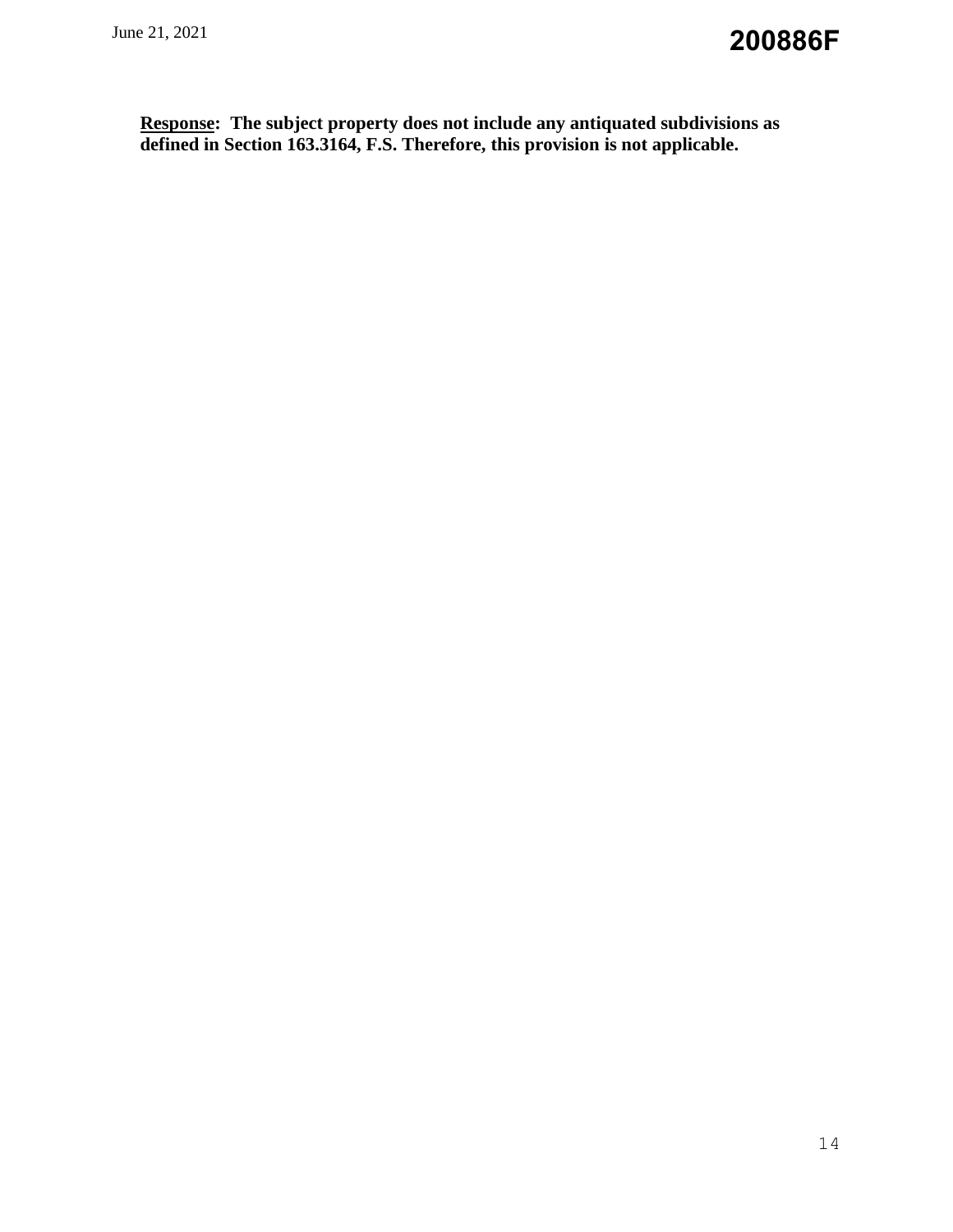**<u>Response</u>: The subject property does not include any antiquated subdivisions as defined in Section 163.3164, F.S. Therefore, this provision is not applicable.**